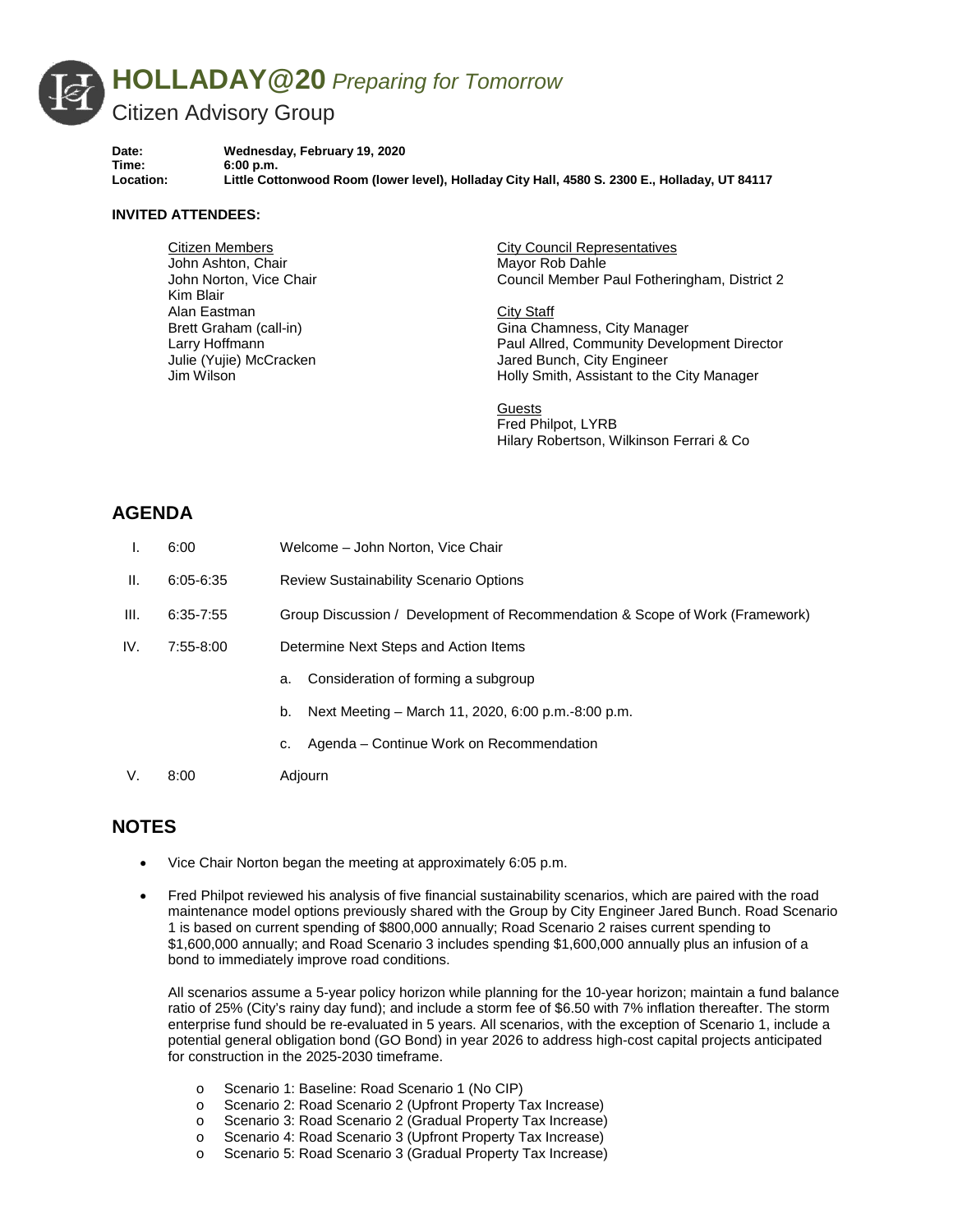# HOLLADAY@20 *Preparing for Tomorrow*

## Citizen Advisory Group

**Date:** Wednesday, February 19, 2020
**Time:** 6:00 p.m.
**Location:** Little Cottonwood Room (lower level), Holladay City Hall, 4580 S. 2300 E., Holladay, UT 84117

**INVITED ATTENDEES:**

Citizen Members
John Ashton, Chair
John Norton, Vice Chair
Kim Blair
Alan Eastman
Brett Graham (call-in)
Larry Hoffmann
Julie (Yujie) McCracken
Jim Wilson

City Council Representatives
Mayor Rob Dahle
Council Member Paul Fotheringham, District 2

City Staff
Gina Chamness, City Manager
Paul Allred, Community Development Director
Jared Bunch, City Engineer
Holly Smith, Assistant to the City Manager

Guests
Fred Philpot, LYRB
Hilary Robertson, Wilkinson Ferrari & Co

## AGENDA

I. 6:00 Welcome – John Norton, Vice Chair

II. 6:05-6:35 Review Sustainability Scenario Options

III. 6:35-7:55 Group Discussion / Development of Recommendation & Scope of Work (Framework)

IV. 7:55-8:00 Determine Next Steps and Action Items

   a. Consideration of forming a subgroup

   b. Next Meeting – March 11, 2020, 6:00 p.m.-8:00 p.m.

   c. Agenda – Continue Work on Recommendation

V. 8:00 Adjourn

## NOTES

- Vice Chair Norton began the meeting at approximately 6:05 p.m.

- Fred Philpot reviewed his analysis of five financial sustainability scenarios, which are paired with the road maintenance model options previously shared with the Group by City Engineer Jared Bunch. Road Scenario 1 is based on current spending of $800,000 annually; Road Scenario 2 raises current spending to $1,600,000 annually; and Road Scenario 3 includes spending $1,600,000 annually plus an infusion of a bond to immediately improve road conditions.

  All scenarios assume a 5-year policy horizon while planning for the 10-year horizon; maintain a fund balance ratio of 25% (City's rainy day fund); and include a storm fee of $6.50 with 7% inflation thereafter. The storm enterprise fund should be re-evaluated in 5 years. All scenarios, with the exception of Scenario 1, include a potential general obligation bond (GO Bond) in year 2026 to address high-cost capital projects anticipated for construction in the 2025-2030 timeframe.

  - Scenario 1: Baseline: Road Scenario 1 (No CIP)
  - Scenario 2: Road Scenario 2 (Upfront Property Tax Increase)
  - Scenario 3: Road Scenario 2 (Gradual Property Tax Increase)
  - Scenario 4: Road Scenario 3 (Upfront Property Tax Increase)
  - Scenario 5: Road Scenario 3 (Gradual Property Tax Increase)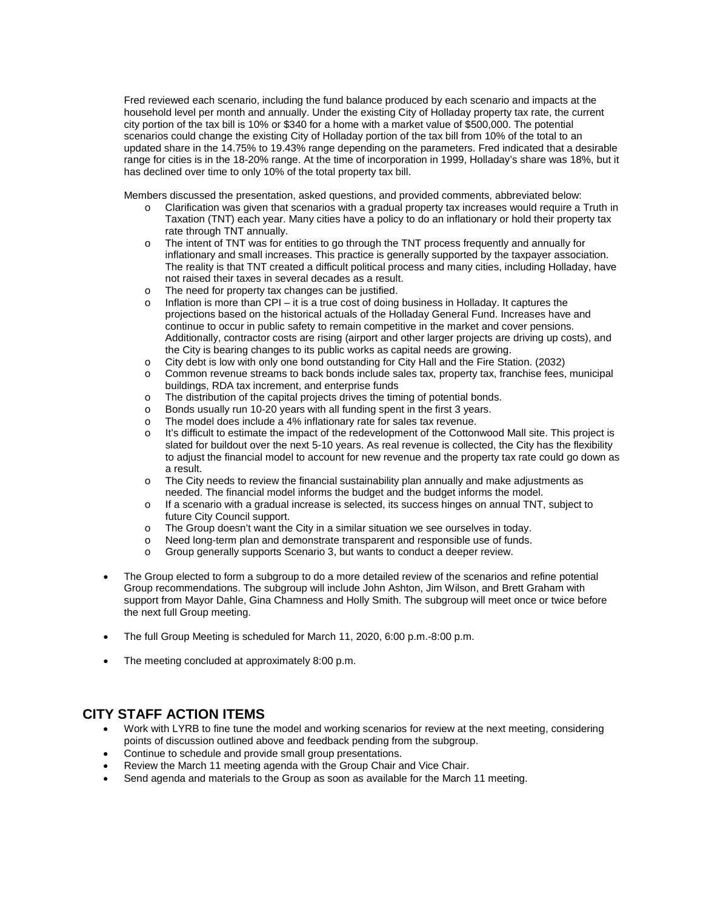Fred reviewed each scenario, including the fund balance produced by each scenario and impacts at the household level per month and annually. Under the existing City of Holladay property tax rate, the current city portion of the tax bill is 10% or $340 for a home with a market value of $500,000. The potential scenarios could change the existing City of Holladay portion of the tax bill from 10% of the total to an updated share in the 14.75% to 19.43% range depending on the parameters. Fred indicated that a desirable range for cities is in the 18-20% range. At the time of incorporation in 1999, Holladay's share was 18%, but it has declined over time to only 10% of the total property tax bill.

Members discussed the presentation, asked questions, and provided comments, abbreviated below:

- Clarification was given that scenarios with a gradual property tax increases would require a Truth in Taxation (TNT) each year. Many cities have a policy to do an inflationary or hold their property tax rate through TNT annually.
- The intent of TNT was for entities to go through the TNT process frequently and annually for inflationary and small increases. This practice is generally supported by the taxpayer association. The reality is that TNT created a difficult political process and many cities, including Holladay, have not raised their taxes in several decades as a result.
- The need for property tax changes can be justified.
- Inflation is more than CPI – it is a true cost of doing business in Holladay. It captures the projections based on the historical actuals of the Holladay General Fund. Increases have and continue to occur in public safety to remain competitive in the market and cover pensions. Additionally, contractor costs are rising (airport and other larger projects are driving up costs), and the City is bearing changes to its public works as capital needs are growing.
- City debt is low with only one bond outstanding for City Hall and the Fire Station. (2032)
- Common revenue streams to back bonds include sales tax, property tax, franchise fees, municipal buildings, RDA tax increment, and enterprise funds
- The distribution of the capital projects drives the timing of potential bonds.
- Bonds usually run 10-20 years with all funding spent in the first 3 years.
- The model does include a 4% inflationary rate for sales tax revenue.
- It's difficult to estimate the impact of the redevelopment of the Cottonwood Mall site. This project is slated for buildout over the next 5-10 years. As real revenue is collected, the City has the flexibility to adjust the financial model to account for new revenue and the property tax rate could go down as a result.
- The City needs to review the financial sustainability plan annually and make adjustments as needed. The financial model informs the budget and the budget informs the model.
- If a scenario with a gradual increase is selected, its success hinges on annual TNT, subject to future City Council support.
- The Group doesn't want the City in a similar situation we see ourselves in today.
- Need long-term plan and demonstrate transparent and responsible use of funds.
- Group generally supports Scenario 3, but wants to conduct a deeper review.

- The Group elected to form a subgroup to do a more detailed review of the scenarios and refine potential Group recommendations. The subgroup will include John Ashton, Jim Wilson, and Brett Graham with support from Mayor Dahle, Gina Chamness and Holly Smith. The subgroup will meet once or twice before the next full Group meeting.
- The full Group Meeting is scheduled for March 11, 2020, 6:00 p.m.-8:00 p.m.
- The meeting concluded at approximately 8:00 p.m.

## CITY STAFF ACTION ITEMS

- Work with LYRB to fine tune the model and working scenarios for review at the next meeting, considering points of discussion outlined above and feedback pending from the subgroup.
- Continue to schedule and provide small group presentations.
- Review the March 11 meeting agenda with the Group Chair and Vice Chair.
- Send agenda and materials to the Group as soon as available for the March 11 meeting.